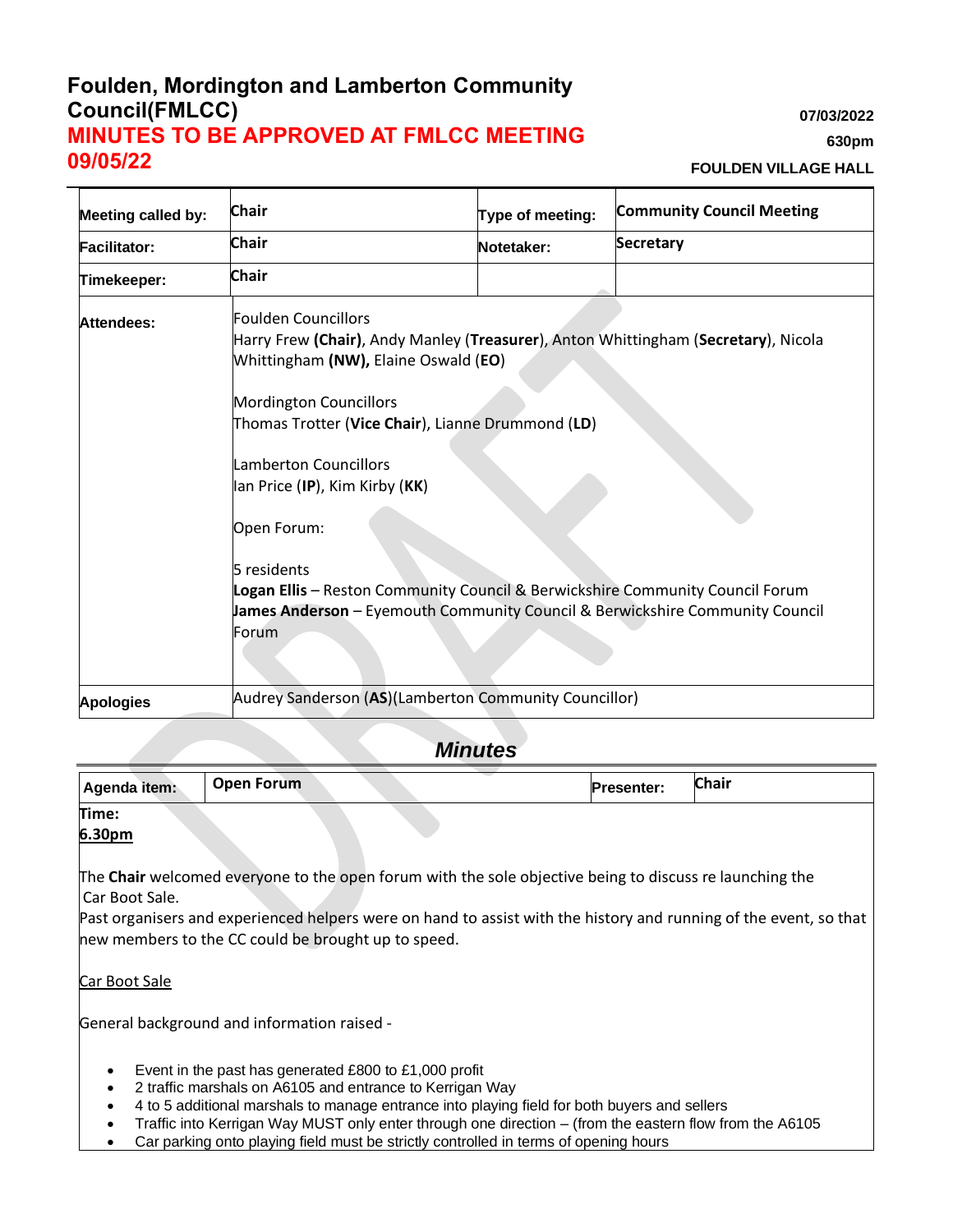# Foulden, Mordington and Lamberton Community Council(FMLCC)

## MINUTES TO BE APPROVED AT FMLCC MEETING 09/05/22

**07/03/2022**

**630pm**

**FOULDEN VILLAGE HALL**

| | | | |
|---|---|---|---|
| **Meeting called by:** | Chair | **Type of meeting:** | Community Council Meeting |
| **Facilitator:** | Chair | **Notetaker:** | Secretary |
| **Timekeeper:** | Chair | | |

**Attendees:**

Foulden Councillors
Harry Frew **(Chair)**, Andy Manley (**Treasurer**), Anton Whittingham (**Secretary**), Nicola Whittingham **(NW),** Elaine Oswald (**EO**)

Mordington Councillors
Thomas Trotter (**Vice Chair**), Lianne Drummond (**LD**)

Lamberton Councillors
Ian Price (**IP**), Kim Kirby (**KK**)

Open Forum:

5 residents
**Logan Ellis** – Reston Community Council & Berwickshire Community Council Forum
**James Anderson** – Eyemouth Community Council & Berwickshire Community Council Forum

**Apologies**

Audrey Sanderson (**AS**)(Lamberton Community Councillor)

## *Minutes*

| **Agenda item:** | **Open Forum** | **Presenter:** | **Chair** |
|---|---|---|---|

**Time:**
**6.30pm**

The **Chair** welcomed everyone to the open forum with the sole objective being to discuss re launching the Car Boot Sale.
Past organisers and experienced helpers were on hand to assist with the history and running of the event, so that new members to the CC could be brought up to speed.

Car Boot Sale

General background and information raised -

- Event in the past has generated £800 to £1,000 profit
- 2 traffic marshals on A6105 and entrance to Kerrigan Way
- 4 to 5 additional marshals to manage entrance into playing field for both buyers and sellers
- Traffic into Kerrigan Way MUST only enter through one direction – (from the eastern flow from the A6105
- Car parking onto playing field must be strictly controlled in terms of opening hours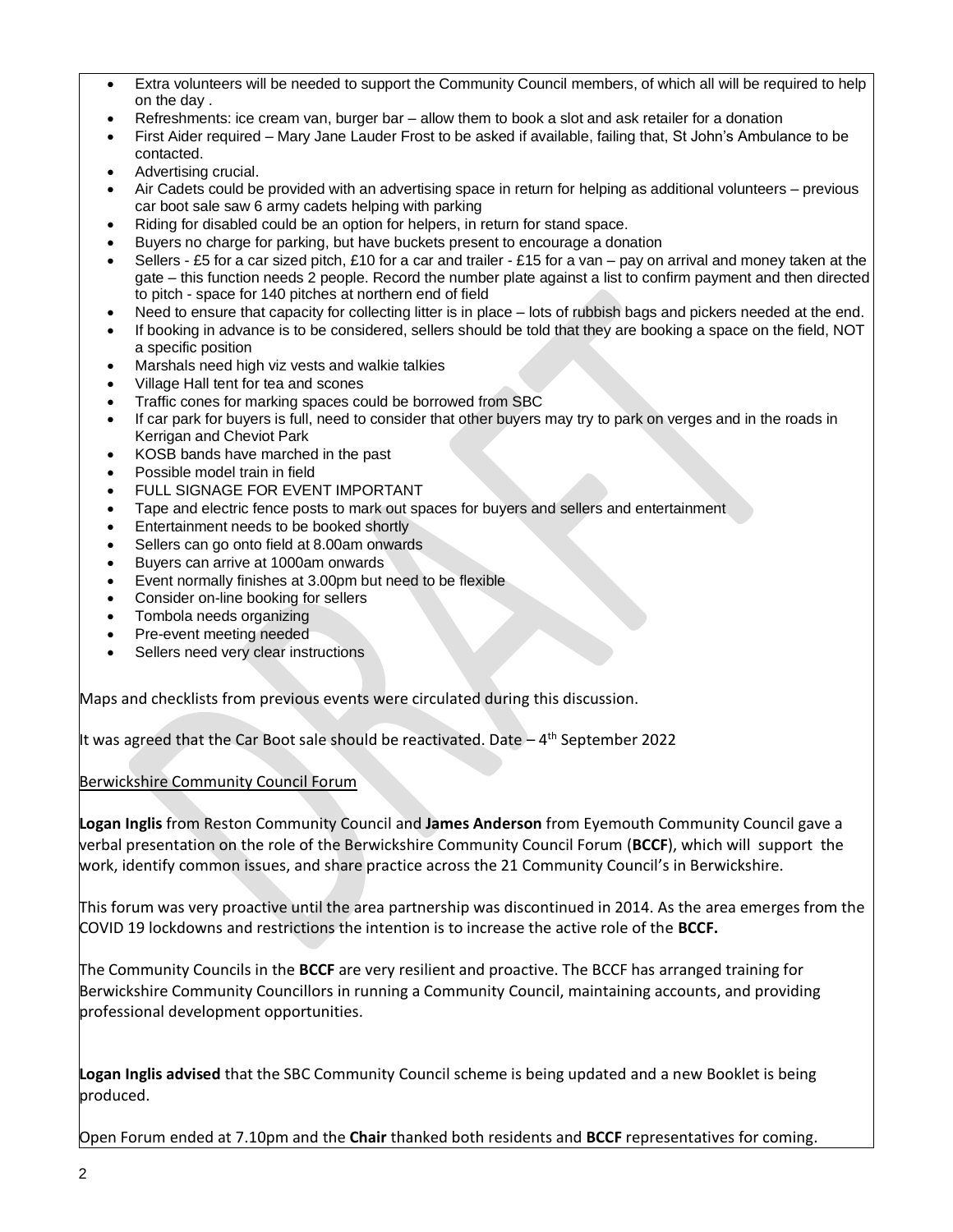- Extra volunteers will be needed to support the Community Council members, of which all will be required to help on the day .
- Refreshments: ice cream van, burger bar – allow them to book a slot and ask retailer for a donation
- First Aider required – Mary Jane Lauder Frost to be asked if available, failing that, St John's Ambulance to be contacted.
- Advertising crucial.
- Air Cadets could be provided with an advertising space in return for helping as additional volunteers – previous car boot sale saw 6 army cadets helping with parking
- Riding for disabled could be an option for helpers, in return for stand space.
- Buyers no charge for parking, but have buckets present to encourage a donation
- Sellers - £5 for a car sized pitch, £10 for a car and trailer - £15 for a van – pay on arrival and money taken at the gate – this function needs 2 people. Record the number plate against a list to confirm payment and then directed to pitch - space for 140 pitches at northern end of field
- Need to ensure that capacity for collecting litter is in place – lots of rubbish bags and pickers needed at the end.
- If booking in advance is to be considered, sellers should be told that they are booking a space on the field, NOT a specific position
- Marshals need high viz vests and walkie talkies
- Village Hall tent for tea and scones
- Traffic cones for marking spaces could be borrowed from SBC
- If car park for buyers is full, need to consider that other buyers may try to park on verges and in the roads in Kerrigan and Cheviot Park
- KOSB bands have marched in the past
- Possible model train in field
- FULL SIGNAGE FOR EVENT IMPORTANT
- Tape and electric fence posts to mark out spaces for buyers and sellers and entertainment
- Entertainment needs to be booked shortly
- Sellers can go onto field at 8.00am onwards
- Buyers can arrive at 1000am onwards
- Event normally finishes at 3.00pm but need to be flexible
- Consider on-line booking for sellers
- Tombola needs organizing
- Pre-event meeting needed
- Sellers need very clear instructions

Maps and checklists from previous events were circulated during this discussion.

It was agreed that the Car Boot sale should be reactivated. Date – 4th September 2022

Berwickshire Community Council Forum

**Logan Inglis** from Reston Community Council and **James Anderson** from Eyemouth Community Council gave a verbal presentation on the role of the Berwickshire Community Council Forum (**BCCF**), which will support the work, identify common issues, and share practice across the 21 Community Council's in Berwickshire.

This forum was very proactive until the area partnership was discontinued in 2014. As the area emerges from the COVID 19 lockdowns and restrictions the intention is to increase the active role of the **BCCF.**

The Community Councils in the **BCCF** are very resilient and proactive. The BCCF has arranged training for Berwickshire Community Councillors in running a Community Council, maintaining accounts, and providing professional development opportunities.

**Logan Inglis advised** that the SBC Community Council scheme is being updated and a new Booklet is being produced.

Open Forum ended at 7.10pm and the **Chair** thanked both residents and **BCCF** representatives for coming.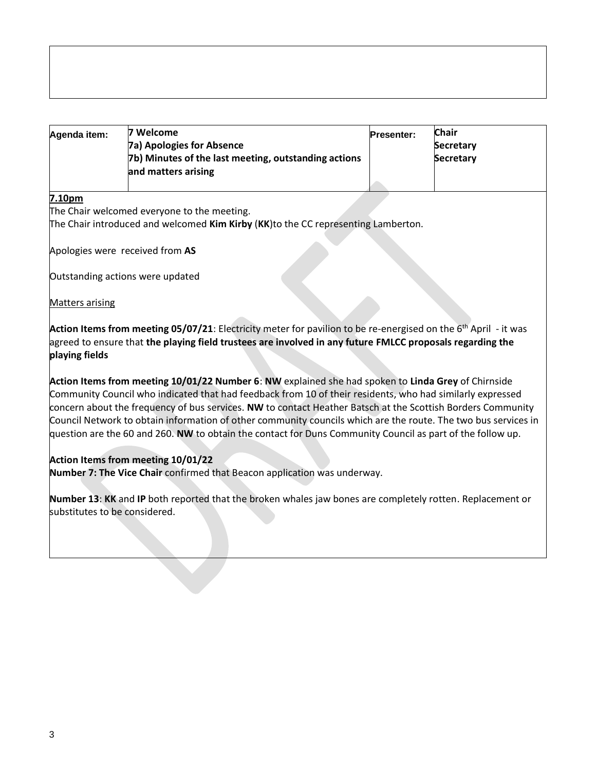| Agenda item: | 7 Welcome<br>7a) Apologies for Absence<br>7b) Minutes of the last meeting, outstanding actions and matters arising | Presenter: | Chair<br>Secretary<br>Secretary |
|---|---|---|---|

**7.10pm**

The Chair welcomed everyone to the meeting.
The Chair introduced and welcomed **Kim Kirby** (**KK**)to the CC representing Lamberton.

Apologies were received from **AS**

Outstanding actions were updated

Matters arising

**Action Items from meeting 05/07/21**: Electricity meter for pavilion to be re-energised on the 6th April - it was agreed to ensure that **the playing field trustees are involved in any future FMLCC proposals regarding the playing fields**

**Action Items from meeting 10/01/22 Number 6**: **NW** explained she had spoken to **Linda Grey** of Chirnside Community Council who indicated that had feedback from 10 of their residents, who had similarly expressed concern about the frequency of bus services. **NW** to contact Heather Batsch at the Scottish Borders Community Council Network to obtain information of other community councils which are the route. The two bus services in question are the 60 and 260. **NW** to obtain the contact for Duns Community Council as part of the follow up.

**Action Items from meeting 10/01/22**
**Number 7: The Vice Chair** confirmed that Beacon application was underway.

**Number 13**: **KK** and **IP** both reported that the broken whales jaw bones are completely rotten. Replacement or substitutes to be considered.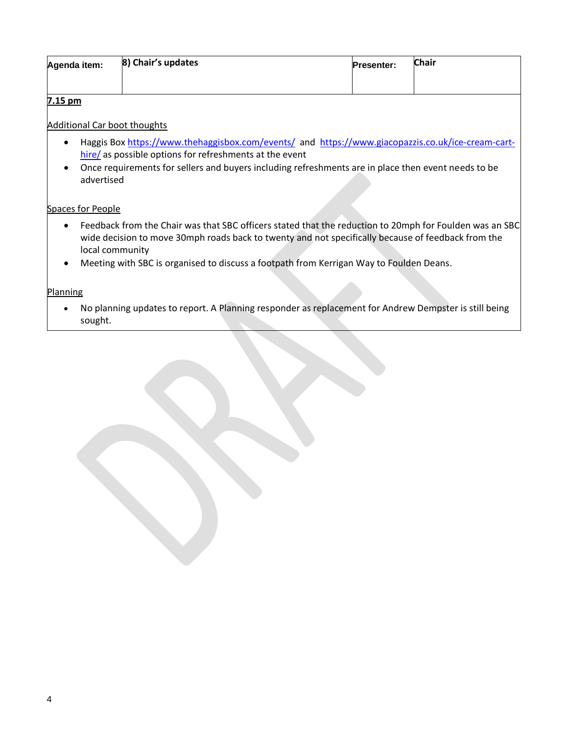| Agenda item: | 8) Chair's updates | Presenter: | Chair |
|---|---|---|---|

**7.15 pm**

Additional Car boot thoughts

- Haggis Box https://www.thehaggisbox.com/events/ and https://www.giacopazzis.co.uk/ice-cream-cart-hire/ as possible options for refreshments at the event
- Once requirements for sellers and buyers including refreshments are in place then event needs to be advertised

Spaces for People

- Feedback from the Chair was that SBC officers stated that the reduction to 20mph for Foulden was an SBC wide decision to move 30mph roads back to twenty and not specifically because of feedback from the local community
- Meeting with SBC is organised to discuss a footpath from Kerrigan Way to Foulden Deans.

Planning

- No planning updates to report. A Planning responder as replacement for Andrew Dempster is still being sought.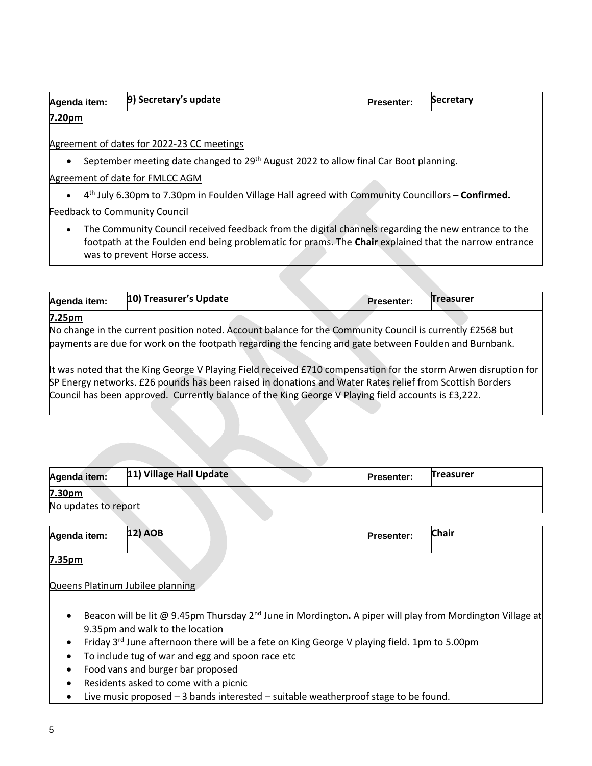| Agenda item: | 9) Secretary's update | Presenter: | Secretary |
|---|---|---|---|

**7.20pm**

Agreement of dates for 2022-23 CC meetings

- September meeting date changed to 29th August 2022 to allow final Car Boot planning.

Agreement of date for FMLCC AGM

- 4th July 6.30pm to 7.30pm in Foulden Village Hall agreed with Community Councillors – **Confirmed.**

Feedback to Community Council

- The Community Council received feedback from the digital channels regarding the new entrance to the footpath at the Foulden end being problematic for prams. The **Chair** explained that the narrow entrance was to prevent Horse access.

| Agenda item: | 10) Treasurer's Update | Presenter: | Treasurer |
|---|---|---|---|

**7.25pm**

No change in the current position noted. Account balance for the Community Council is currently £2568 but payments are due for work on the footpath regarding the fencing and gate between Foulden and Burnbank.

It was noted that the King George V Playing Field received £710 compensation for the storm Arwen disruption for SP Energy networks. £26 pounds has been raised in donations and Water Rates relief from Scottish Borders Council has been approved. Currently balance of the King George V Playing field accounts is £3,222.

| Agenda item: | 11) Village Hall Update | Presenter: | Treasurer |
|---|---|---|---|

**7.30pm**

No updates to report

| Agenda item: | 12) AOB | Presenter: | Chair |
|---|---|---|---|

**7.35pm**

Queens Platinum Jubilee planning

- Beacon will be lit @ 9.45pm Thursday 2nd June in Mordington**.** A piper will play from Mordington Village at 9.35pm and walk to the location
- Friday 3rd June afternoon there will be a fete on King George V playing field. 1pm to 5.00pm
- To include tug of war and egg and spoon race etc
- Food vans and burger bar proposed
- Residents asked to come with a picnic
- Live music proposed – 3 bands interested – suitable weatherproof stage to be found.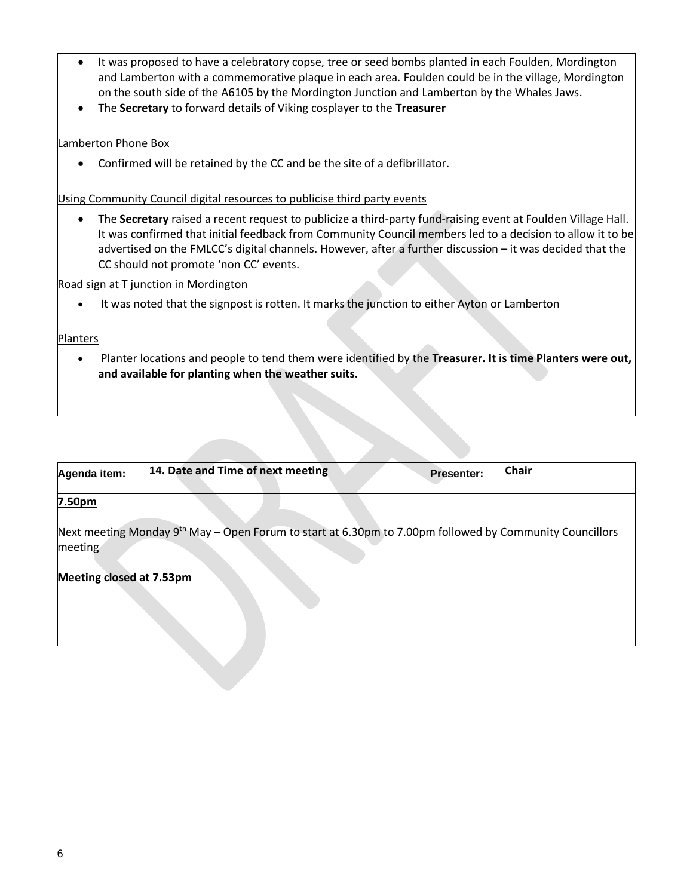- It was proposed to have a celebratory copse, tree or seed bombs planted in each Foulden, Mordington and Lamberton with a commemorative plaque in each area. Foulden could be in the village, Mordington on the south side of the A6105 by the Mordington Junction and Lamberton by the Whales Jaws.
- The **Secretary** to forward details of Viking cosplayer to the **Treasurer**

<u>Lamberton Phone Box</u>

- Confirmed will be retained by the CC and be the site of a defibrillator.

<u>Using Community Council digital resources to publicise third party events</u>

- The **Secretary** raised a recent request to publicize a third-party fund-raising event at Foulden Village Hall. It was confirmed that initial feedback from Community Council members led to a decision to allow it to be advertised on the FMLCC's digital channels. However, after a further discussion – it was decided that the CC should not promote 'non CC' events.

<u>Road sign at T junction in Mordington</u>

- It was noted that the signpost is rotten. It marks the junction to either Ayton or Lamberton

<u>Planters</u>

- Planter locations and people to tend them were identified by the **Treasurer. It is time Planters were out, and available for planting when the weather suits.**

| Agenda item: | 14. Date and Time of next meeting | Presenter: | Chair |
|---|---|---|---|

**<u>7.50pm</u>**

Next meeting Monday 9th May – Open Forum to start at 6.30pm to 7.00pm followed by Community Councillors meeting

**Meeting closed at 7.53pm**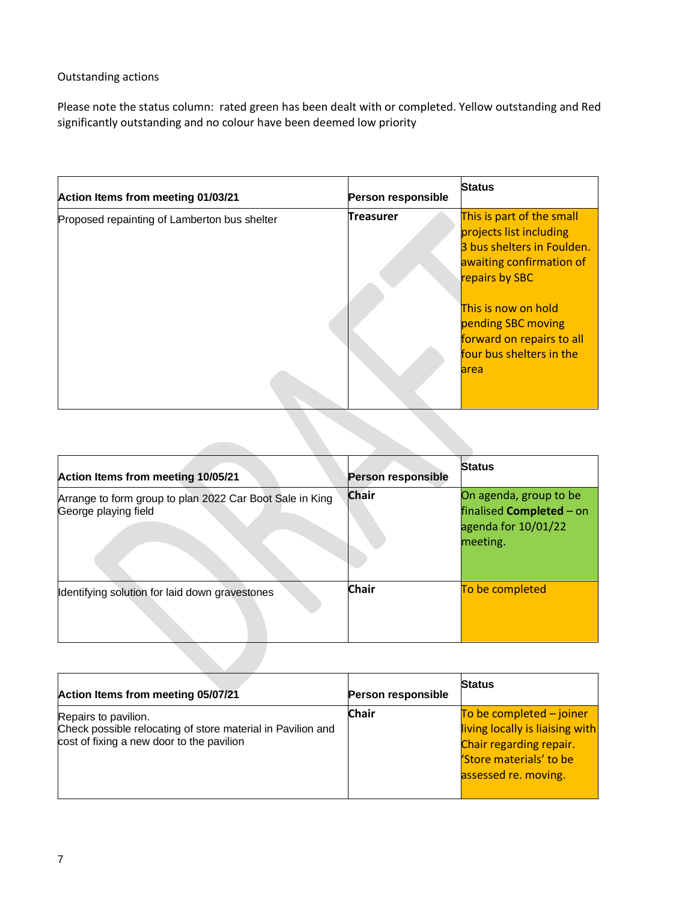Outstanding actions

Please note the status column: rated green has been dealt with or completed. Yellow outstanding and Red significantly outstanding and no colour have been deemed low priority

| Action Items from meeting 01/03/21 | Person responsible | Status |
|---|---|---|
| Proposed repainting of Lamberton bus shelter | **Treasurer** | This is part of the small projects list including 3 bus shelters in Foulden. awaiting confirmation of repairs by SBC<br><br>This is now on hold pending SBC moving forward on repairs to all four bus shelters in the area |

| Action Items from meeting 10/05/21 | Person responsible | Status |
|---|---|---|
| Arrange to form group to plan 2022 Car Boot Sale in King George playing field | **Chair** | On agenda, group to be finalised **Completed** – on agenda for 10/01/22 meeting. |
| Identifying solution for laid down gravestones | **Chair** | To be completed |

| Action Items from meeting 05/07/21 | Person responsible | Status |
|---|---|---|
| Repairs to pavilion.<br>Check possible relocating of store material in Pavilion and cost of fixing a new door to the pavilion | **Chair** | To be completed – joiner living locally is liaising with Chair regarding repair. 'Store materials' to be assessed re. moving. |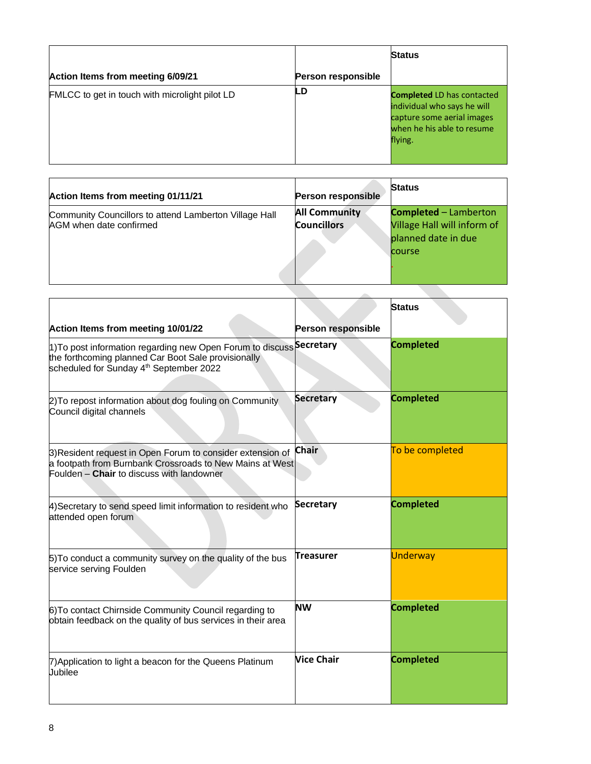| Action Items from meeting 6/09/21 | Person responsible | Status |
|---|---|---|
| FMLCC to get in touch with microlight pilot LD | LD | **Completed** LD has contacted individual who says he will capture some aerial images when he his able to resume flying. |

| Action Items from meeting 01/11/21 | Person responsible | Status |
|---|---|---|
| Community Councillors to attend Lamberton Village Hall AGM when date confirmed | **All Community Councillors** | **Completed** – Lamberton Village Hall will inform of planned date in due course |

| Action Items from meeting 10/01/22 | Person responsible | Status |
|---|---|---|
| 1)To post information regarding new Open Forum to discuss the forthcoming planned Car Boot Sale provisionally scheduled for Sunday 4th September 2022 | **Secretary** | **Completed** |
| 2)To repost information about dog fouling on Community Council digital channels | **Secretary** | **Completed** |
| 3)Resident request in Open Forum to consider extension of a footpath from Burnbank Crossroads to New Mains at West Foulden – **Chair** to discuss with landowner | **Chair** | To be completed |
| 4)Secretary to send speed limit information to resident who attended open forum | **Secretary** | **Completed** |
| 5)To conduct a community survey on the quality of the bus service serving Foulden | **Treasurer** | Underway |
| 6)To contact Chirnside Community Council regarding to obtain feedback on the quality of bus services in their area | **NW** | **Completed** |
| 7)Application to light a beacon for the Queens Platinum Jubilee | **Vice Chair** | **Completed** |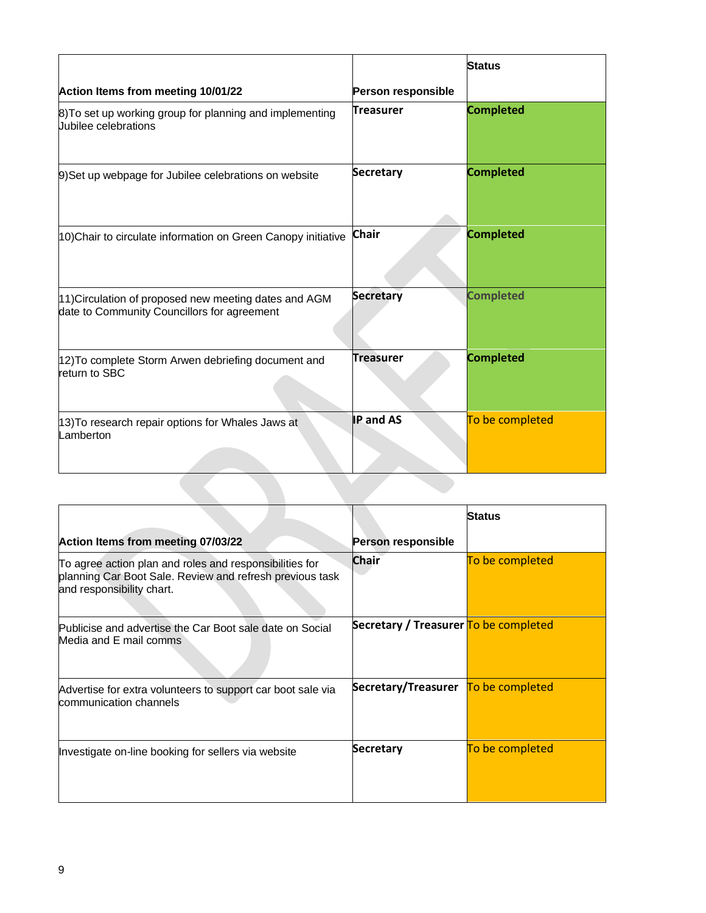| Action Items from meeting 10/01/22 | Person responsible | Status |
|---|---|---|
| 8)To set up working group for planning and implementing Jubilee celebrations | Treasurer | Completed |
| 9)Set up webpage for Jubilee celebrations on website | Secretary | Completed |
| 10)Chair to circulate information on Green Canopy initiative | Chair | Completed |
| 11)Circulation of proposed new meeting dates and AGM date to Community Councillors for agreement | Secretary | Completed |
| 12)To complete Storm Arwen debriefing document and return to SBC | Treasurer | Completed |
| 13)To research repair options for Whales Jaws at Lamberton | IP and AS | To be completed |

| Action Items from meeting 07/03/22 | Person responsible | Status |
|---|---|---|
| To agree action plan and roles and responsibilities for planning Car Boot Sale. Review and refresh previous task and responsibility chart. | Chair | To be completed |
| Publicise and advertise the Car Boot sale date on Social Media and E mail comms | Secretary / Treasurer | To be completed |
| Advertise for extra volunteers to support car boot sale via communication channels | Secretary/Treasurer | To be completed |
| Investigate on-line booking for sellers via website | Secretary | To be completed |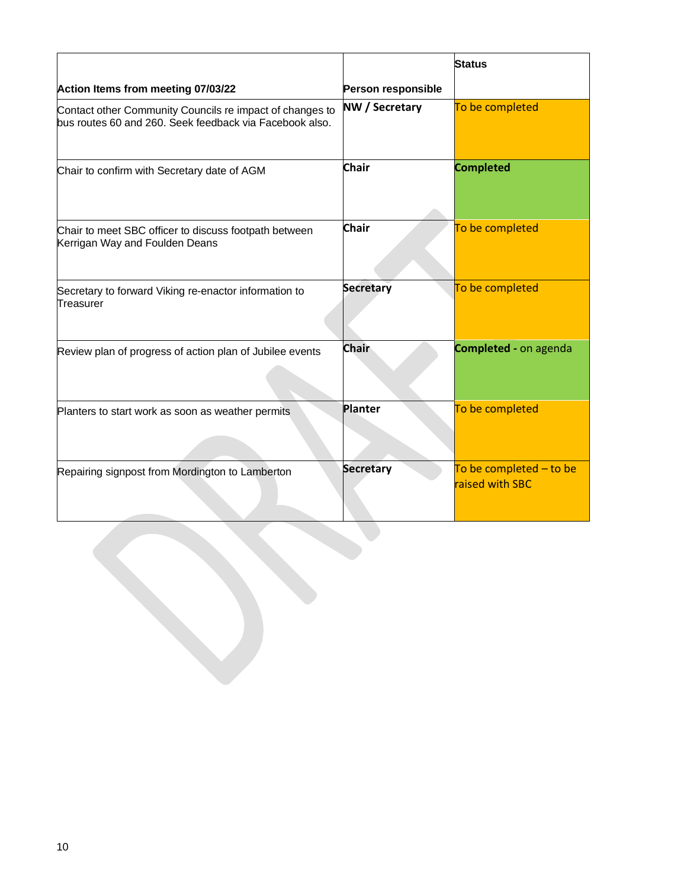| Action Items from meeting 07/03/22 | Person responsible | Status |
|---|---|---|
| Contact other Community Councils re impact of changes to bus routes 60 and 260. Seek feedback via Facebook also. | **NW / Secretary** | To be completed |
| Chair to confirm with Secretary date of AGM | **Chair** | **Completed** |
| Chair to meet SBC officer to discuss footpath between Kerrigan Way and Foulden Deans | **Chair** | To be completed |
| Secretary to forward Viking re-enactor information to Treasurer | **Secretary** | To be completed |
| Review plan of progress of action plan of Jubilee events | **Chair** | **Completed -** on agenda |
| Planters to start work as soon as weather permits | **Planter** | To be completed |
| Repairing signpost from Mordington to Lamberton | **Secretary** | To be completed – to be raised with SBC |